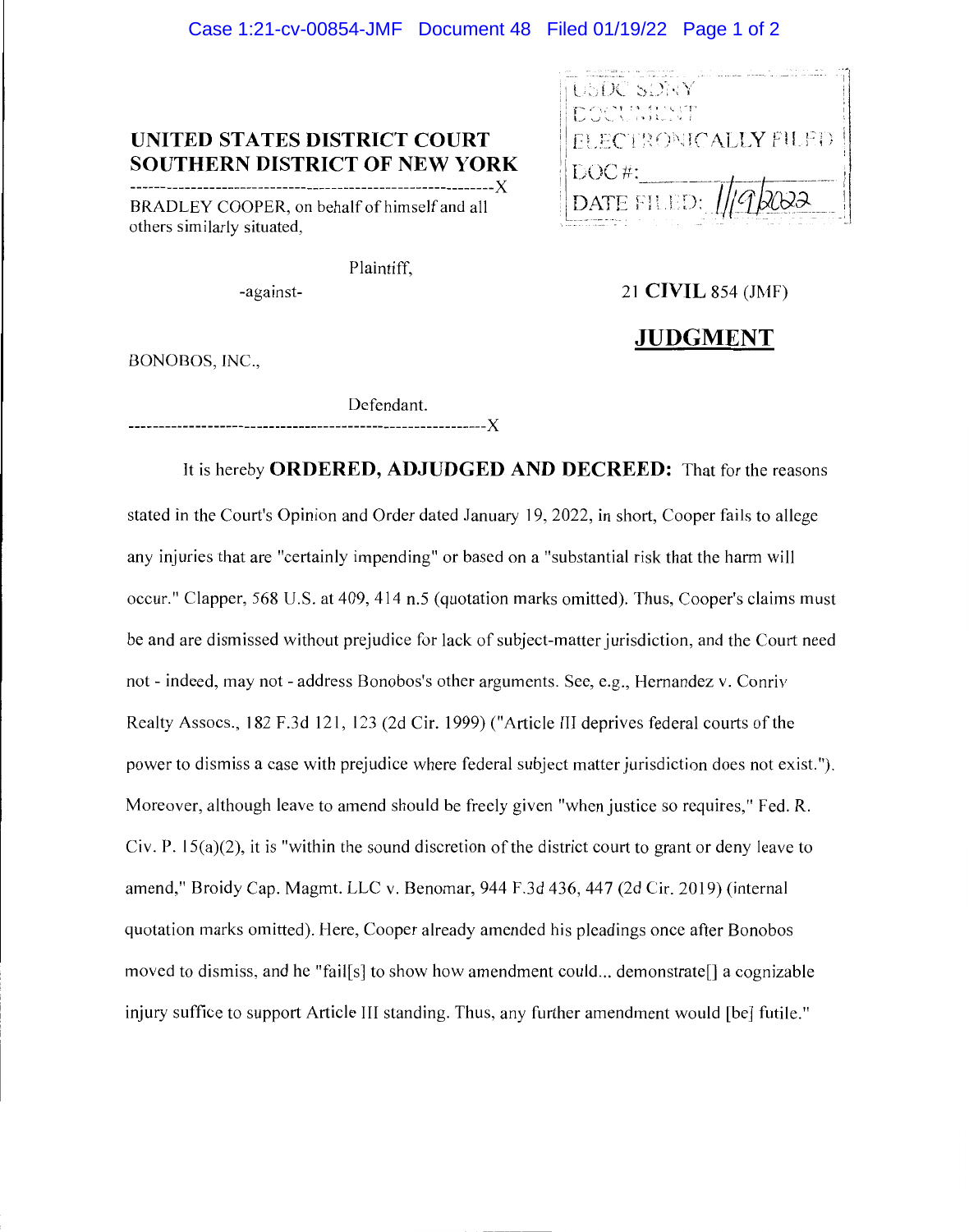UNITED STATES DISTRICT COURT
SOUTHERN DISTRICT OF NEW YORK

USDC SDNY
DOCUMENT
ELECTRONICALLY FILED
DOC #:
DATE FILED: 1/19/2022

BRADLEY COOPER, on behalf of himself and all others similarly situated,

Plaintiff,

-against-

BONOBOS, INC.,

Defendant.

21 **CIVIL** 854 (JMF)

## JUDGMENT

It is hereby **ORDERED, ADJUDGED AND DECREED:** That for the reasons stated in the Court's Opinion and Order dated January 19, 2022, in short, Cooper fails to allege any injuries that are "certainly impending" or based on a "substantial risk that the harm will occur." Clapper, 568 U.S. at 409, 414 n.5 (quotation marks omitted). Thus, Cooper's claims must be and are dismissed without prejudice for lack of subject-matter jurisdiction, and the Court need not - indeed, may not - address Bonobos's other arguments. See, e.g., Hernandez v. Conriv Realty Assocs., 182 F.3d 121, 123 (2d Cir. 1999) ("Article III deprives federal courts of the power to dismiss a case with prejudice where federal subject matter jurisdiction does not exist."). Moreover, although leave to amend should be freely given "when justice so requires," Fed. R. Civ. P. 15(a)(2), it is "within the sound discretion of the district court to grant or deny leave to amend," Broidy Cap. Magmt. LLC v. Benomar, 944 F.3d 436, 447 (2d Cir. 2019) (internal quotation marks omitted). Here, Cooper already amended his pleadings once after Bonobos moved to dismiss, and he "fail[s] to show how amendment could... demonstrate[] a cognizable injury suffice to support Article III standing. Thus, any further amendment would [be] futile."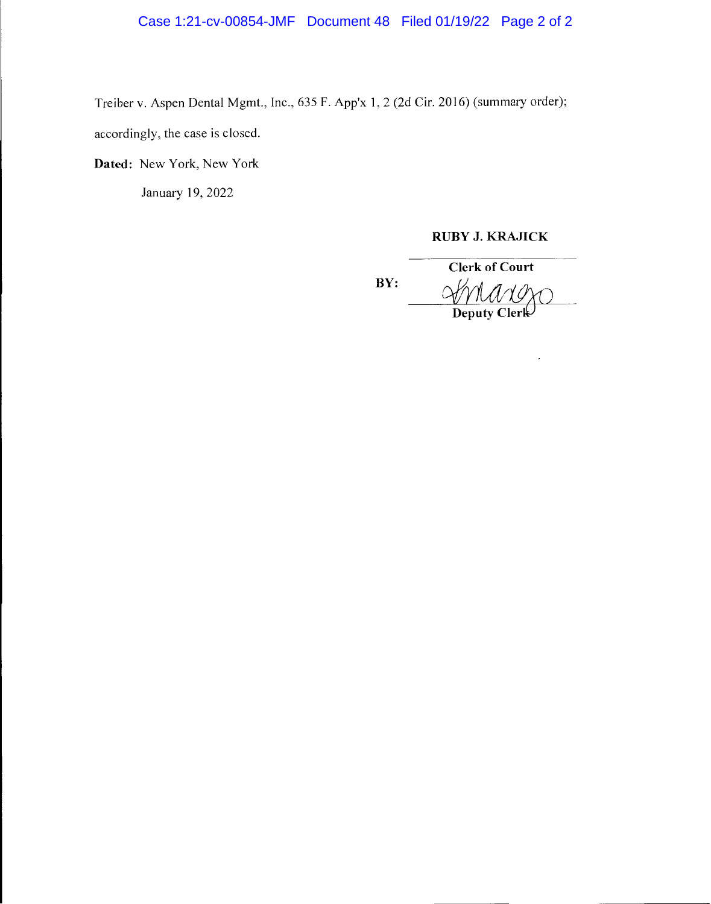Treiber v. Aspen Dental Mgmt., Inc., 635 F. App'x 1, 2 (2d Cir. 2016) (summary order); accordingly, the case is closed.

**Dated:** New York, New York

January 19, 2022

**RUBY J. KRAJICK**

**Clerk of Court**

**BY:** 

**Deputy Clerk**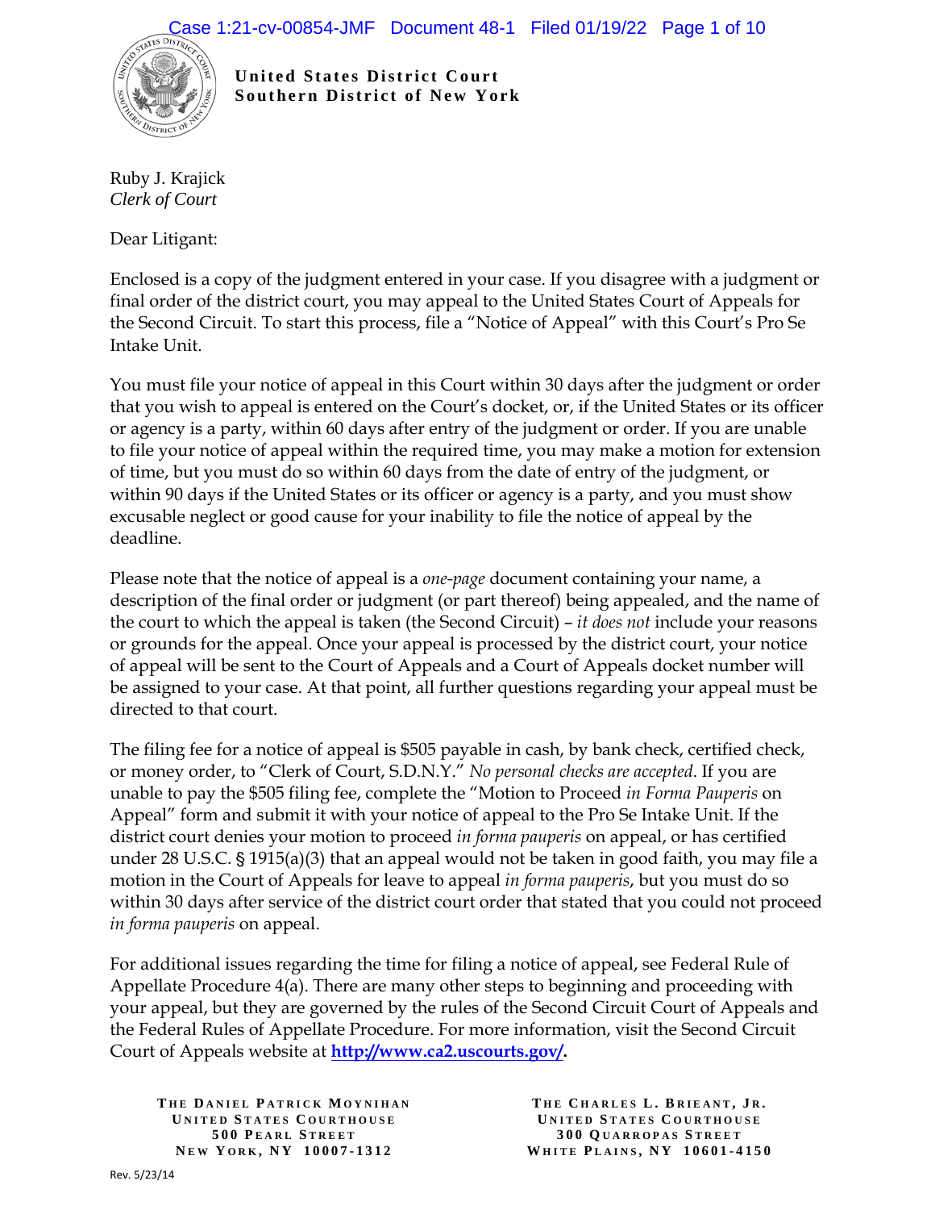**United States District Court**
**Southern District of New York**

Ruby J. Krajick
*Clerk of Court*

Dear Litigant:

Enclosed is a copy of the judgment entered in your case. If you disagree with a judgment or final order of the district court, you may appeal to the United States Court of Appeals for the Second Circuit. To start this process, file a "Notice of Appeal" with this Court's Pro Se Intake Unit.

You must file your notice of appeal in this Court within 30 days after the judgment or order that you wish to appeal is entered on the Court's docket, or, if the United States or its officer or agency is a party, within 60 days after entry of the judgment or order. If you are unable to file your notice of appeal within the required time, you may make a motion for extension of time, but you must do so within 60 days from the date of entry of the judgment, or within 90 days if the United States or its officer or agency is a party, and you must show excusable neglect or good cause for your inability to file the notice of appeal by the deadline.

Please note that the notice of appeal is a *one-page* document containing your name, a description of the final order or judgment (or part thereof) being appealed, and the name of the court to which the appeal is taken (the Second Circuit) – *it does not* include your reasons or grounds for the appeal. Once your appeal is processed by the district court, your notice of appeal will be sent to the Court of Appeals and a Court of Appeals docket number will be assigned to your case. At that point, all further questions regarding your appeal must be directed to that court.

The filing fee for a notice of appeal is $505 payable in cash, by bank check, certified check, or money order, to "Clerk of Court, S.D.N.Y." *No personal checks are accepted*. If you are unable to pay the $505 filing fee, complete the "Motion to Proceed *in Forma Pauperis* on Appeal" form and submit it with your notice of appeal to the Pro Se Intake Unit. If the district court denies your motion to proceed *in forma pauperis* on appeal, or has certified under 28 U.S.C. § 1915(a)(3) that an appeal would not be taken in good faith, you may file a motion in the Court of Appeals for leave to appeal *in forma pauperis*, but you must do so within 30 days after service of the district court order that stated that you could not proceed *in forma pauperis* on appeal.

For additional issues regarding the time for filing a notice of appeal, see Federal Rule of Appellate Procedure 4(a). There are many other steps to beginning and proceeding with your appeal, but they are governed by the rules of the Second Circuit Court of Appeals and the Federal Rules of Appellate Procedure. For more information, visit the Second Circuit Court of Appeals website at **http://www.ca2.uscourts.gov/.**

THE DANIEL PATRICK MOYNIHAN
UNITED STATES COURTHOUSE
500 PEARL STREET
NEW YORK, NY 10007-1312

THE CHARLES L. BRIEANT, JR.
UNITED STATES COURTHOUSE
300 QUARROPAS STREET
WHITE PLAINS, NY 10601-4150

Rev. 5/23/14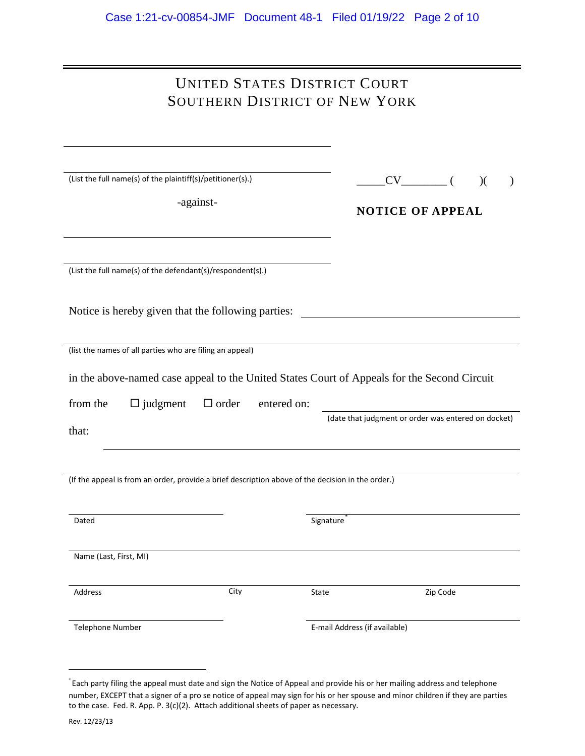# UNITED STATES DISTRICT COURT
# SOUTHERN DISTRICT OF NEW YORK

______________________________________

______________________________________

(List the full name(s) of the plaintiff(s)/petitioner(s).)

-against-

______________________________________

______________________________________

(List the full name(s) of the defendant(s)/respondent(s).)

_____CV________ (      )(      )

**NOTICE OF APPEAL**

Notice is hereby given that the following parties: ______________________________

______________________________________________________________________

(list the names of all parties who are filing an appeal)

in the above-named case appeal to the United States Court of Appeals for the Second Circuit

from the ☐ judgment ☐ order entered on: ______________________________

(date that judgment or order was entered on docket)

that:

______________________________________________________________________

______________________________________________________________________

(If the appeal is from an order, provide a brief description above of the decision in the order.)

| | |
|---|---|
| Dated | Signature* |
| Name (Last, First, MI) | |

| Address | City | State | Zip Code |
|---|---|---|---|

| | |
|---|---|
| Telephone Number | E-mail Address (if available) |

---

* Each party filing the appeal must date and sign the Notice of Appeal and provide his or her mailing address and telephone number, EXCEPT that a signer of a pro se notice of appeal may sign for his or her spouse and minor children if they are parties to the case. Fed. R. App. P. 3(c)(2). Attach additional sheets of paper as necessary.

Rev. 12/23/13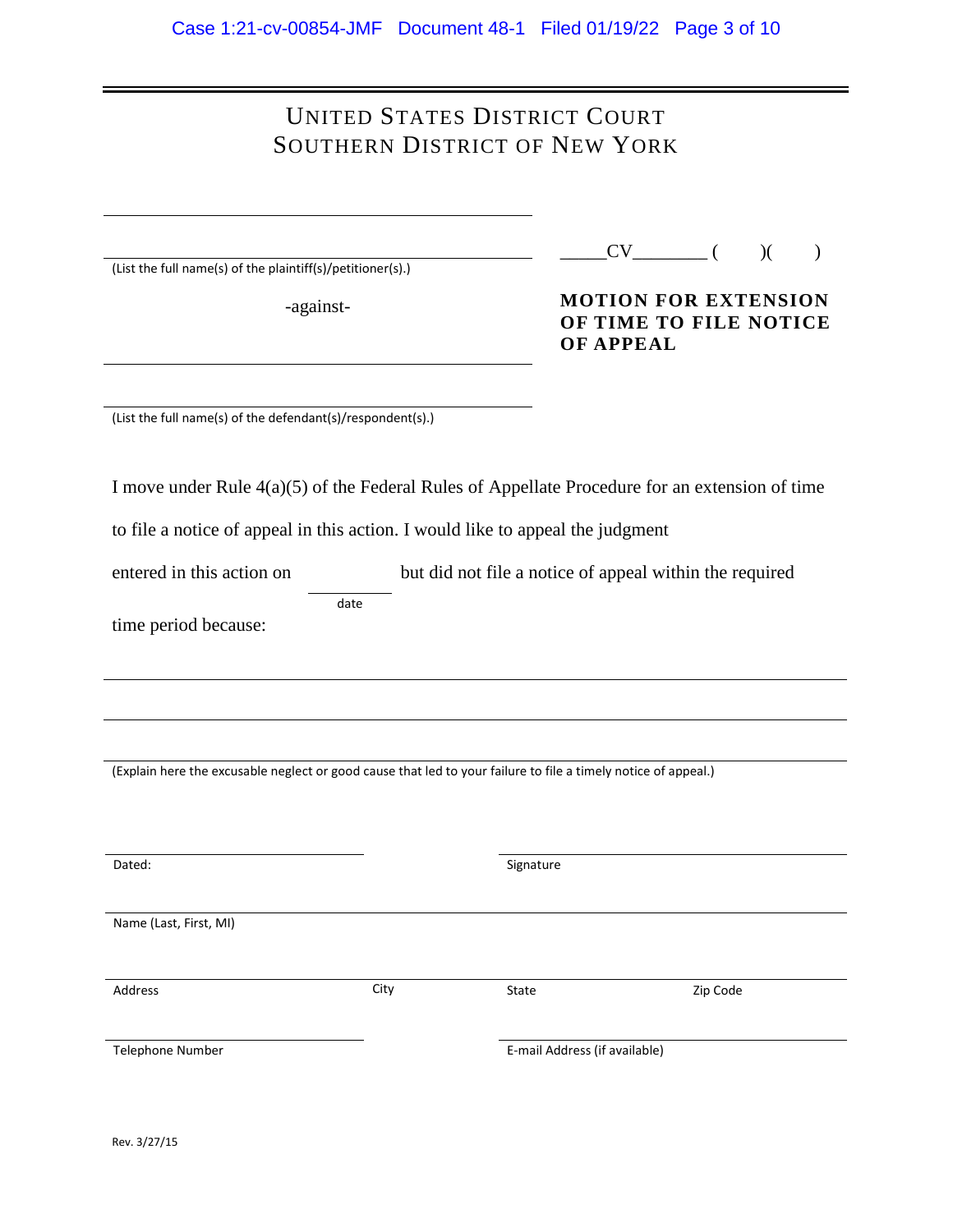# UNITED STATES DISTRICT COURT
# SOUTHERN DISTRICT OF NEW YORK

______________________________________

______________________________________
(List the full name(s) of the plaintiff(s)/petitioner(s).)

-against-

______________________________________

______________________________________
(List the full name(s) of the defendant(s)/respondent(s).)

_____CV________ (      )(      )

**MOTION FOR EXTENSION OF TIME TO FILE NOTICE OF APPEAL**

I move under Rule 4(a)(5) of the Federal Rules of Appellate Procedure for an extension of time to file a notice of appeal in this action. I would like to appeal the judgment entered in this action on ________ (date) but did not file a notice of appeal within the required time period because:

______________________________________________________________________________

______________________________________________________________________________

______________________________________________________________________________
(Explain here the excusable neglect or good cause that led to your failure to file a timely notice of appeal.)

______________________ Dated:

______________________ Signature

______________________ Name (Last, First, MI)

______________________ Address | City | State | Zip Code

______________________ Telephone Number

______________________ E-mail Address (if available)

Rev. 3/27/15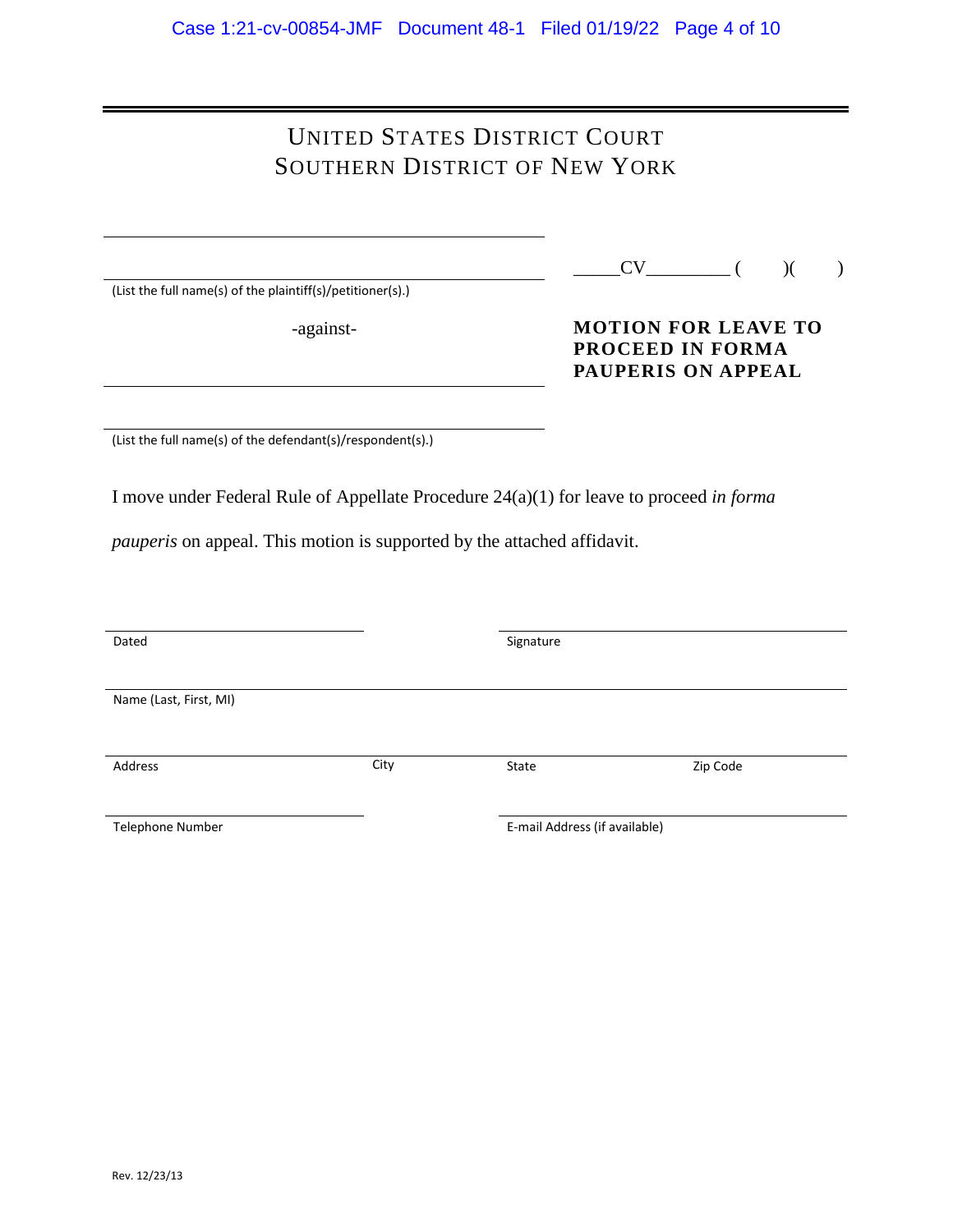# UNITED STATES DISTRICT COURT
# SOUTHERN DISTRICT OF NEW YORK

_______________________________________

_______________________________________

(List the full name(s) of the plaintiff(s)/petitioner(s).)

-against-

_______________________________________

_______________________________________

(List the full name(s) of the defendant(s)/respondent(s).)

_____CV_________ (     )(     )

**MOTION FOR LEAVE TO PROCEED IN FORMA PAUPERIS ON APPEAL**

I move under Federal Rule of Appellate Procedure 24(a)(1) for leave to proceed *in forma pauperis* on appeal. This motion is supported by the attached affidavit.

| | |
|---|---|
| Dated | Signature |

Name (Last, First, MI)

| | | | |
|---|---|---|---|
| Address | City | State | Zip Code |

| | |
|---|---|
| Telephone Number | E-mail Address (if available) |

Rev. 12/23/13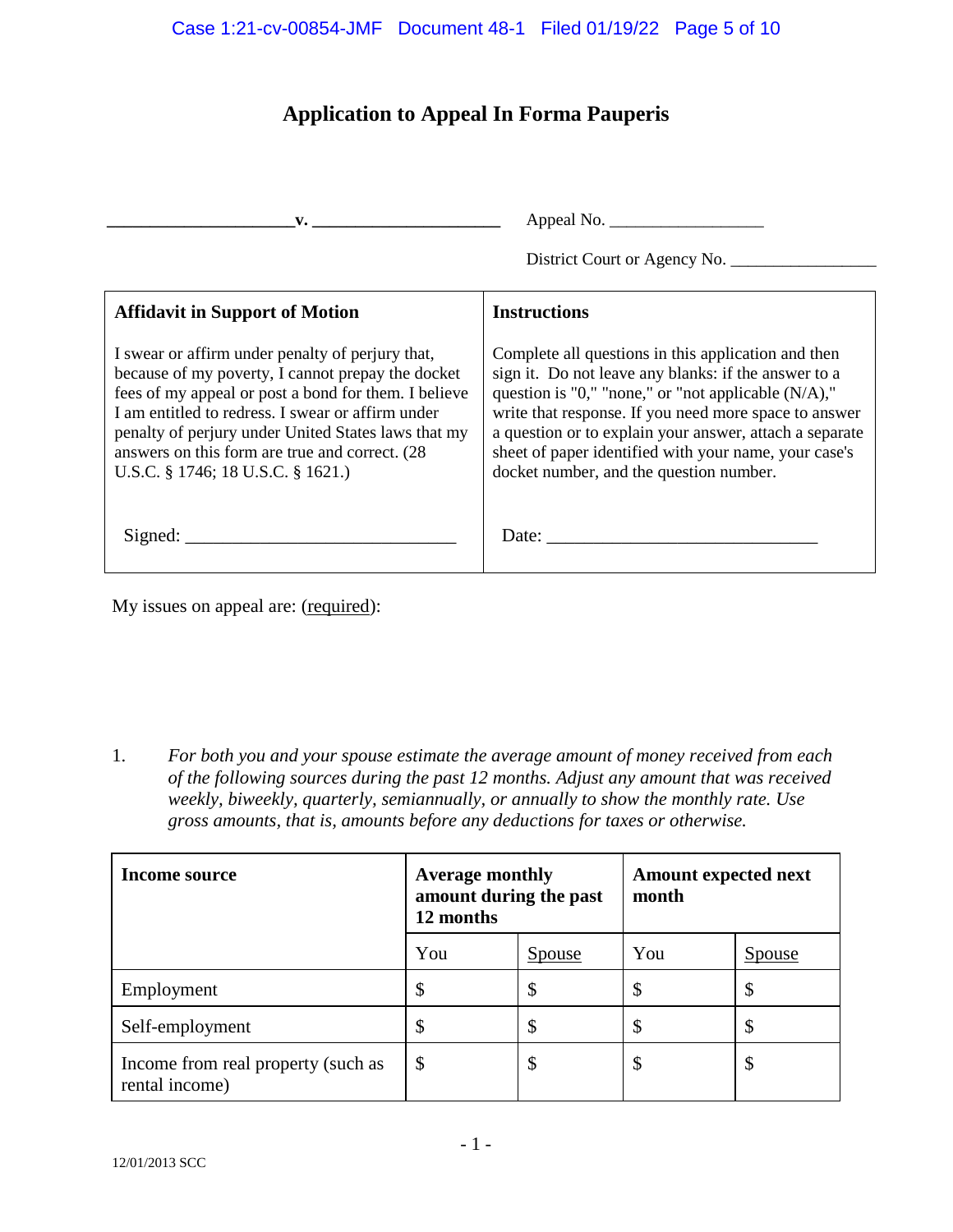# Application to Appeal In Forma Pauperis

_____________________v. _____________________ Appeal No. _________________

District Court or Agency No. _________________

| Affidavit in Support of Motion | Instructions |
|---|---|
| I swear or affirm under penalty of perjury that, because of my poverty, I cannot prepay the docket fees of my appeal or post a bond for them. I believe I am entitled to redress. I swear or affirm under penalty of perjury under United States laws that my answers on this form are true and correct. (28 U.S.C. § 1746; 18 U.S.C. § 1621.) | Complete all questions in this application and then sign it. Do not leave any blanks: if the answer to a question is "0," "none," or "not applicable (N/A)," write that response. If you need more space to answer a question or to explain your answer, attach a separate sheet of paper identified with your name, your case's docket number, and the question number. |
| Signed: _____________________________ | Date: _____________________________ |

My issues on appeal are: (required):

1. *For both you and your spouse estimate the average amount of money received from each of the following sources during the past 12 months. Adjust any amount that was received weekly, biweekly, quarterly, semiannually, or annually to show the monthly rate. Use gross amounts, that is, amounts before any deductions for taxes or otherwise.*

| Income source | Average monthly amount during the past 12 months | | Amount expected next month | |
|---|---|---|---|---|
| | You | Spouse | You | Spouse |
| Employment | $ | $ | $ | $ |
| Self-employment | $ | $ | $ | $ |
| Income from real property (such as rental income) | $ | $ | $ | $ |

12/01/2013 SCC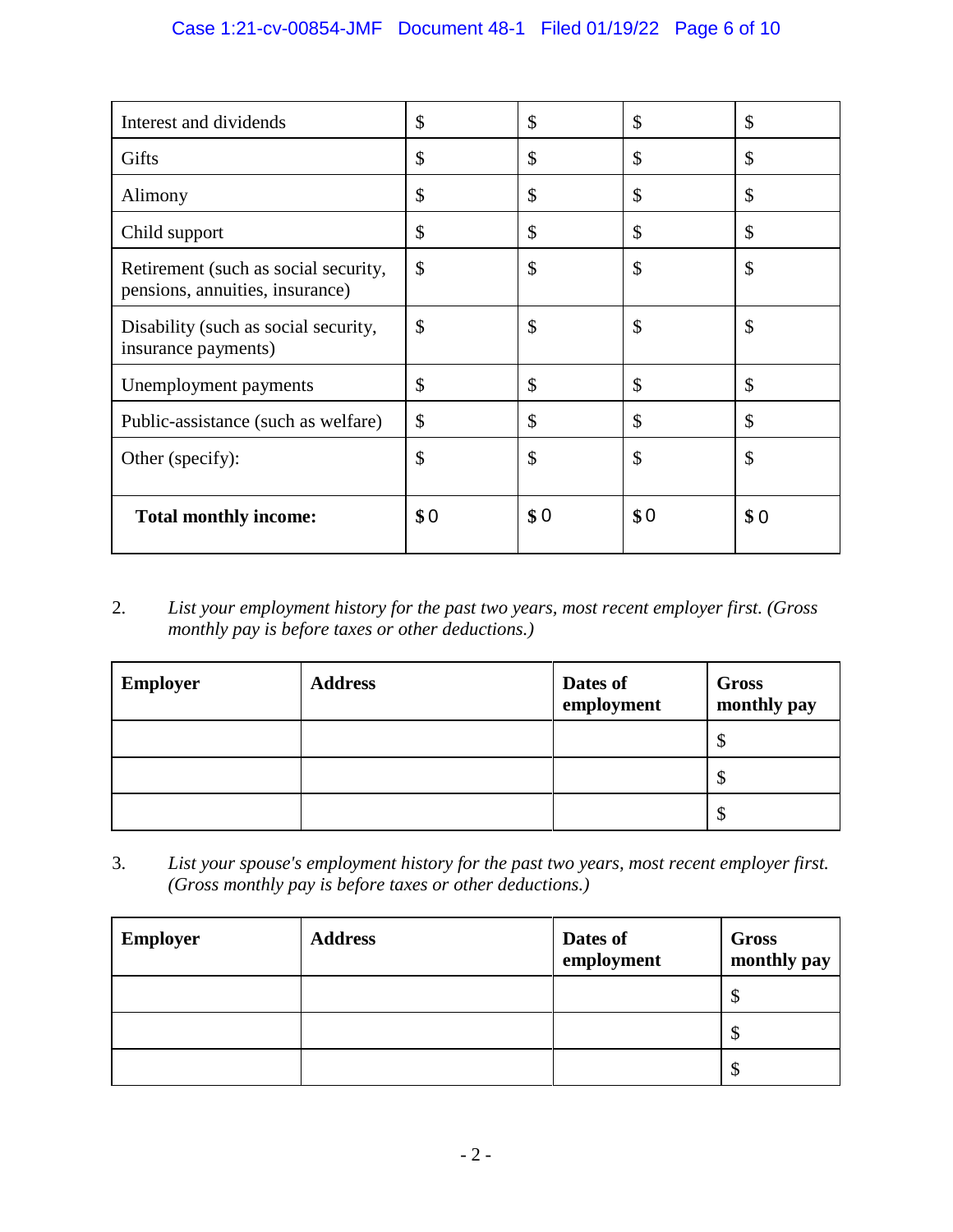| | | | | |
|---|---|---|---|---|
| Interest and dividends | $ | $ | $ | $ |
| Gifts | $ | $ | $ | $ |
| Alimony | $ | $ | $ | $ |
| Child support | $ | $ | $ | $ |
| Retirement (such as social security, pensions, annuities, insurance) | $ | $ | $ | $ |
| Disability (such as social security, insurance payments) | $ | $ | $ | $ |
| Unemployment payments | $ | $ | $ | $ |
| Public-assistance (such as welfare) | $ | $ | $ | $ |
| Other (specify): | $ | $ | $ | $ |
| **Total monthly income:** | **$** 0 | **$** 0 | **$** 0 | **$** 0 |

2. *List your employment history for the past two years, most recent employer first. (Gross monthly pay is before taxes or other deductions.)*

| **Employer** | **Address** | **Dates of employment** | **Gross monthly pay** |
|---|---|---|---|
| | | | $ |
| | | | $ |
| | | | $ |

3. *List your spouse's employment history for the past two years, most recent employer first. (Gross monthly pay is before taxes or other deductions.)*

| **Employer** | **Address** | **Dates of employment** | **Gross monthly pay** |
|---|---|---|---|
| | | | $ |
| | | | $ |
| | | | $ |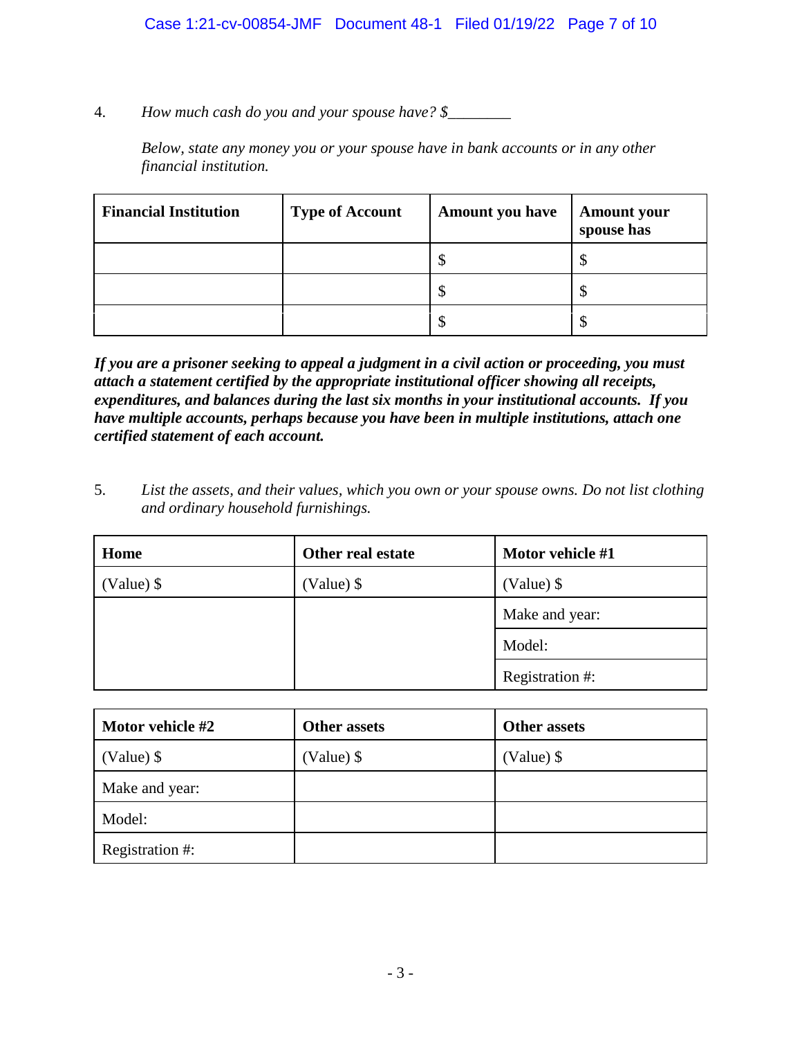4. *How much cash do you and your spouse have? $________*

*Below, state any money you or your spouse have in bank accounts or in any other financial institution.*

| **Financial Institution** | **Type of Account** | **Amount you have** | **Amount your spouse has** |
|---|---|---|---|
| | | $ | $ |
| | | $ | $ |
| | | $ | $ |

***If you are a prisoner seeking to appeal a judgment in a civil action or proceeding, you must attach a statement certified by the appropriate institutional officer showing all receipts, expenditures, and balances during the last six months in your institutional accounts. If you have multiple accounts, perhaps because you have been in multiple institutions, attach one certified statement of each account.***

5. *List the assets, and their values, which you own or your spouse owns. Do not list clothing and ordinary household furnishings.*

| **Home** | **Other real estate** | **Motor vehicle #1** |
|---|---|---|
| (Value) $ | (Value) $ | (Value) $ |
| | | Make and year: |
| | | Model: |
| | | Registration #: |

| **Motor vehicle #2** | **Other assets** | **Other assets** |
|---|---|---|
| (Value) $ | (Value) $ | (Value) $ |
| Make and year: | | |
| Model: | | |
| Registration #: | | |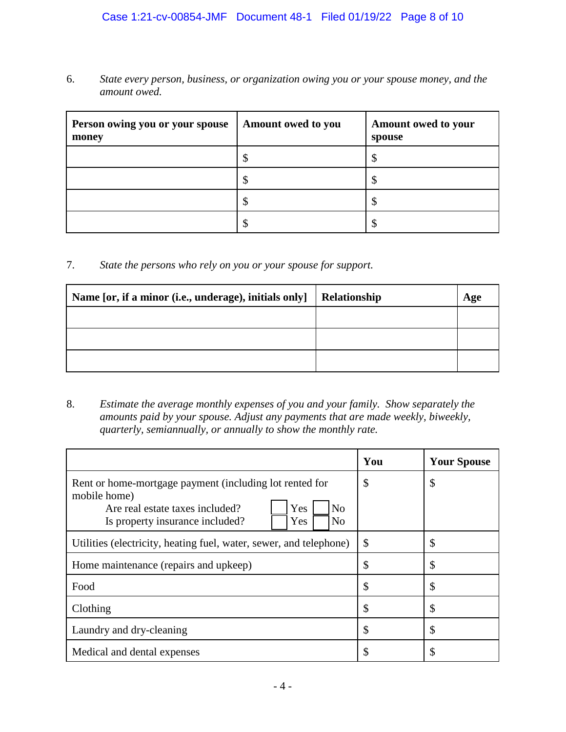6. *State every person, business, or organization owing you or your spouse money, and the amount owed.*

| Person owing you or your spouse money | Amount owed to you | Amount owed to your spouse |
|---|---|---|
| | $ | $ |
| | $ | $ |
| | $ | $ |
| | $ | $ |

7. *State the persons who rely on you or your spouse for support.*

| Name [or, if a minor (i.e., underage), initials only] | Relationship | Age |
|---|---|---|
| | | |
| | | |
| | | |

8. *Estimate the average monthly expenses of you and your family. Show separately the amounts paid by your spouse. Adjust any payments that are made weekly, biweekly, quarterly, semiannually, or annually to show the monthly rate.*

| | You | Your Spouse |
|---|---|---|
| Rent or home-mortgage payment (including lot rented for mobile home)<br>Are real estate taxes included? ☐ Yes ☐ No<br>Is property insurance included? ☐ Yes ☐ No | $ | $ |
| Utilities (electricity, heating fuel, water, sewer, and telephone) | $ | $ |
| Home maintenance (repairs and upkeep) | $ | $ |
| Food | $ | $ |
| Clothing | $ | $ |
| Laundry and dry-cleaning | $ | $ |
| Medical and dental expenses | $ | $ |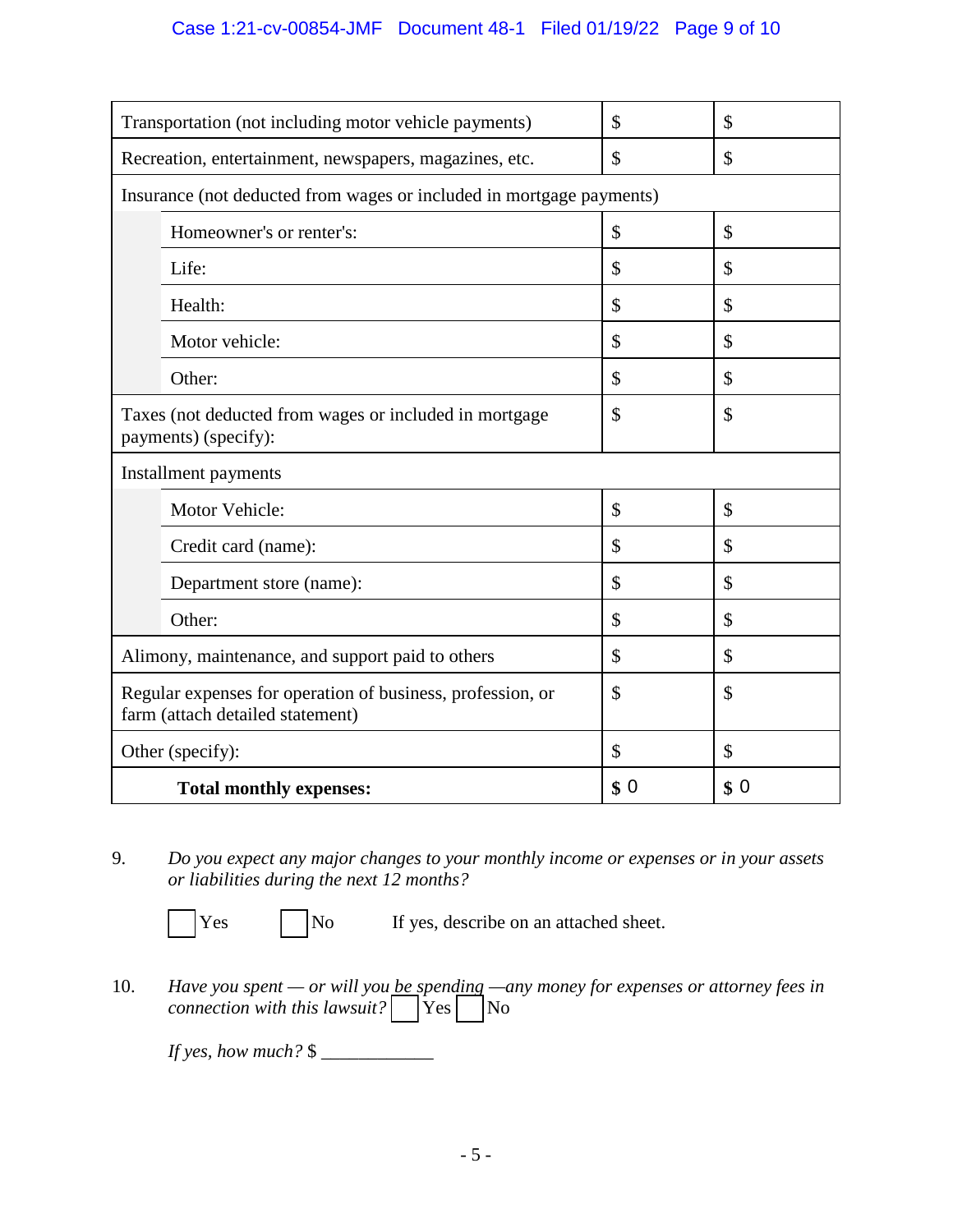| | | |
|---|---|---|
| Transportation (not including motor vehicle payments) | $ | $ |
| Recreation, entertainment, newspapers, magazines, etc. | $ | $ |
| Insurance (not deducted from wages or included in mortgage payments) | | |
| Homeowner's or renter's: | $ | $ |
| Life: | $ | $ |
| Health: | $ | $ |
| Motor vehicle: | $ | $ |
| Other: | $ | $ |
| Taxes (not deducted from wages or included in mortgage payments) (specify): | $ | $ |
| Installment payments | | |
| Motor Vehicle: | $ | $ |
| Credit card (name): | $ | $ |
| Department store (name): | $ | $ |
| Other: | $ | $ |
| Alimony, maintenance, and support paid to others | $ | $ |
| Regular expenses for operation of business, profession, or farm (attach detailed statement) | $ | $ |
| Other (specify): | $ | $ |
| **Total monthly expenses:** | **$** 0 | **$** 0 |

9. *Do you expect any major changes to your monthly income or expenses or in your assets or liabilities during the next 12 months?*

☐ Yes ☐ No If yes, describe on an attached sheet.

10. *Have you spent — or will you be spending —any money for expenses or attorney fees in connection with this lawsuit?* ☐ Yes ☐ No

*If yes, how much?* $ ____________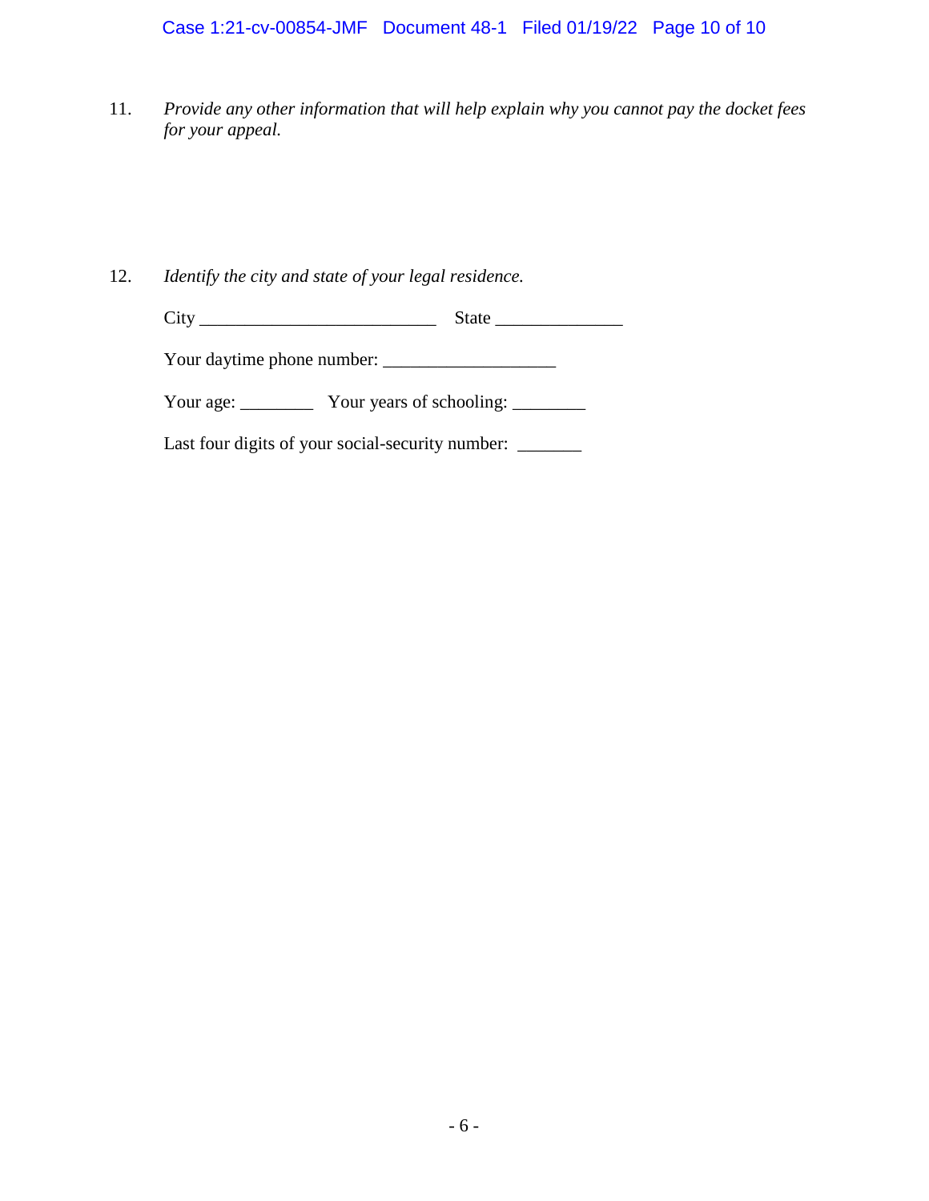11. *Provide any other information that will help explain why you cannot pay the docket fees for your appeal.*

12. *Identify the city and state of your legal residence.*

    City ___________________________ State ______________

    Your daytime phone number: ___________________

    Your age: ________ Your years of schooling: ________

    Last four digits of your social-security number: _______